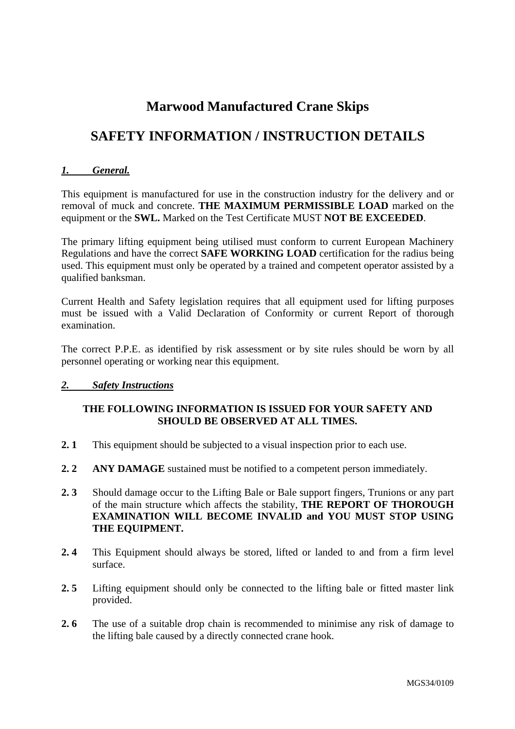# Marwood Manufactured Crane Skips

## SAFETY INFORMATION / INSTRUCTION DETAILS

### *1. General.*

This equipment is manufactured for use in the construction industry for the delivery and or removal of muck and concrete. **THE MAXIMUM PERMISSIBLE LOAD** marked on the equipment or the **SWL.** Marked on the Test Certificate MUST **NOT BE EXCEEDED**.

The primary lifting equipment being utilised must conform to current European Machinery Regulations and have the correct **SAFE WORKING LOAD** certification for the radius being used. This equipment must only be operated by a trained and competent operator assisted by a qualified banksman.

Current Health and Safety legislation requires that all equipment used for lifting purposes must be issued with a Valid Declaration of Conformity or current Report of thorough examination.

The correct P.P.E. as identified by risk assessment or by site rules should be worn by all personnel operating or working near this equipment.

### *2. Safety Instructions*

**THE FOLLOWING INFORMATION IS ISSUED FOR YOUR SAFETY AND SHOULD BE OBSERVED AT ALL TIMES.**

**2. 1** This equipment should be subjected to a visual inspection prior to each use.

**2. 2** **ANY DAMAGE** sustained must be notified to a competent person immediately.

**2. 3** Should damage occur to the Lifting Bale or Bale support fingers, Trunions or any part of the main structure which affects the stability, **THE REPORT OF THOROUGH EXAMINATION WILL BECOME INVALID and YOU MUST STOP USING THE EQUIPMENT.**

**2. 4** This Equipment should always be stored, lifted or landed to and from a firm level surface.

**2. 5** Lifting equipment should only be connected to the lifting bale or fitted master link provided.

**2. 6** The use of a suitable drop chain is recommended to minimise any risk of damage to the lifting bale caused by a directly connected crane hook.

MGS34/0109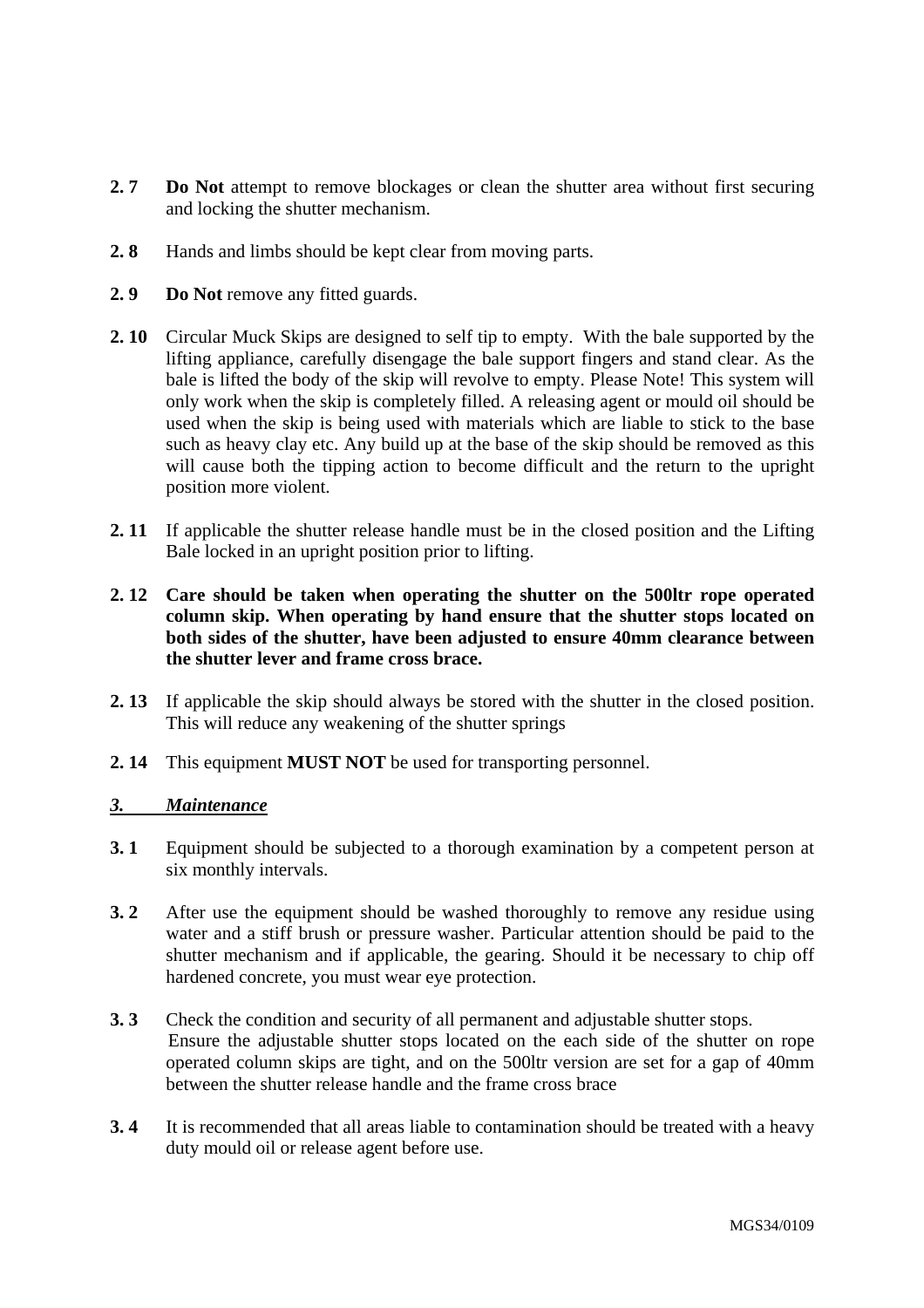**2. 7** **Do Not** attempt to remove blockages or clean the shutter area without first securing and locking the shutter mechanism.

**2. 8** Hands and limbs should be kept clear from moving parts.

**2. 9** **Do Not** remove any fitted guards.

**2. 10** Circular Muck Skips are designed to self tip to empty. With the bale supported by the lifting appliance, carefully disengage the bale support fingers and stand clear. As the bale is lifted the body of the skip will revolve to empty. Please Note! This system will only work when the skip is completely filled. A releasing agent or mould oil should be used when the skip is being used with materials which are liable to stick to the base such as heavy clay etc. Any build up at the base of the skip should be removed as this will cause both the tipping action to become difficult and the return to the upright position more violent.

**2. 11** If applicable the shutter release handle must be in the closed position and the Lifting Bale locked in an upright position prior to lifting.

**2. 12** **Care should be taken when operating the shutter on the 500ltr rope operated column skip. When operating by hand ensure that the shutter stops located on both sides of the shutter, have been adjusted to ensure 40mm clearance between the shutter lever and frame cross brace.**

**2. 13** If applicable the skip should always be stored with the shutter in the closed position. This will reduce any weakening of the shutter springs

**2. 14** This equipment **MUST NOT** be used for transporting personnel.

## *3. Maintenance*

**3. 1** Equipment should be subjected to a thorough examination by a competent person at six monthly intervals.

**3. 2** After use the equipment should be washed thoroughly to remove any residue using water and a stiff brush or pressure washer. Particular attention should be paid to the shutter mechanism and if applicable, the gearing. Should it be necessary to chip off hardened concrete, you must wear eye protection.

**3. 3** Check the condition and security of all permanent and adjustable shutter stops. Ensure the adjustable shutter stops located on the each side of the shutter on rope operated column skips are tight, and on the 500ltr version are set for a gap of 40mm between the shutter release handle and the frame cross brace

**3. 4** It is recommended that all areas liable to contamination should be treated with a heavy duty mould oil or release agent before use.

MGS34/0109